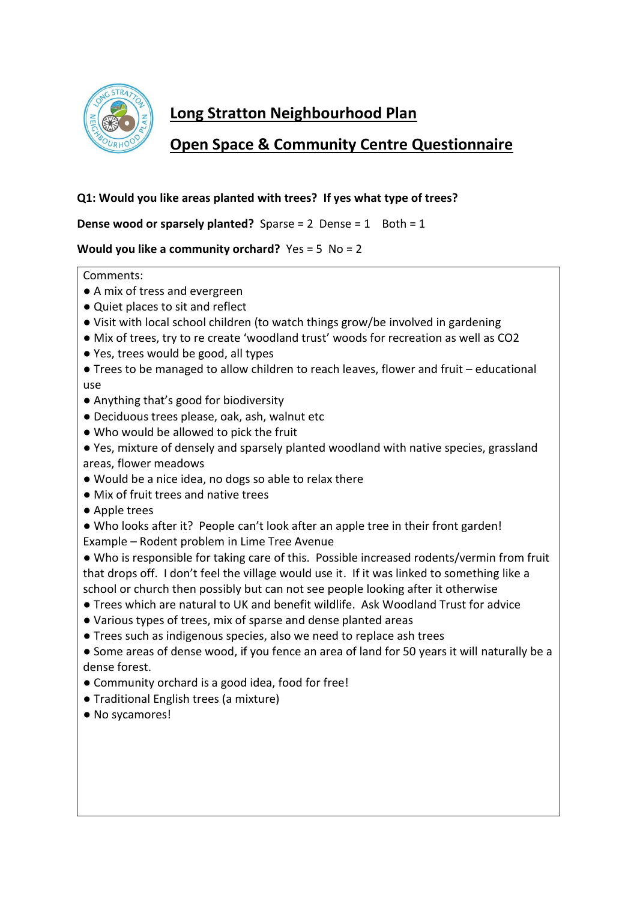# Long Stratton Neighbourhood Plan

## Open Space & Community Centre Questionnaire

**Q1: Would you like areas planted with trees? If yes what type of trees?**

**Dense wood or sparsely planted?** Sparse = 2 Dense = 1 Both = 1

**Would you like a community orchard?** Yes = 5 No = 2

Comments:

- A mix of tress and evergreen
- Quiet places to sit and reflect
- Visit with local school children (to watch things grow/be involved in gardening
- Mix of trees, try to re create 'woodland trust' woods for recreation as well as $CO_2$
- Yes, trees would be good, all types
- Trees to be managed to allow children to reach leaves, flower and fruit – educational use
- Anything that's good for biodiversity
- Deciduous trees please, oak, ash, walnut etc
- Who would be allowed to pick the fruit
- Yes, mixture of densely and sparsely planted woodland with native species, grassland areas, flower meadows
- Would be a nice idea, no dogs so able to relax there
- Mix of fruit trees and native trees
- Apple trees
- Who looks after it? People can't look after an apple tree in their front garden! Example – Rodent problem in Lime Tree Avenue
- Who is responsible for taking care of this. Possible increased rodents/vermin from fruit that drops off. I don't feel the village would use it. If it was linked to something like a school or church then possibly but can not see people looking after it otherwise
- Trees which are natural to UK and benefit wildlife. Ask Woodland Trust for advice
- Various types of trees, mix of sparse and dense planted areas
- Trees such as indigenous species, also we need to replace ash trees
- Some areas of dense wood, if you fence an area of land for 50 years it will naturally be a dense forest.
- Community orchard is a good idea, food for free!
- Traditional English trees (a mixture)
- No sycamores!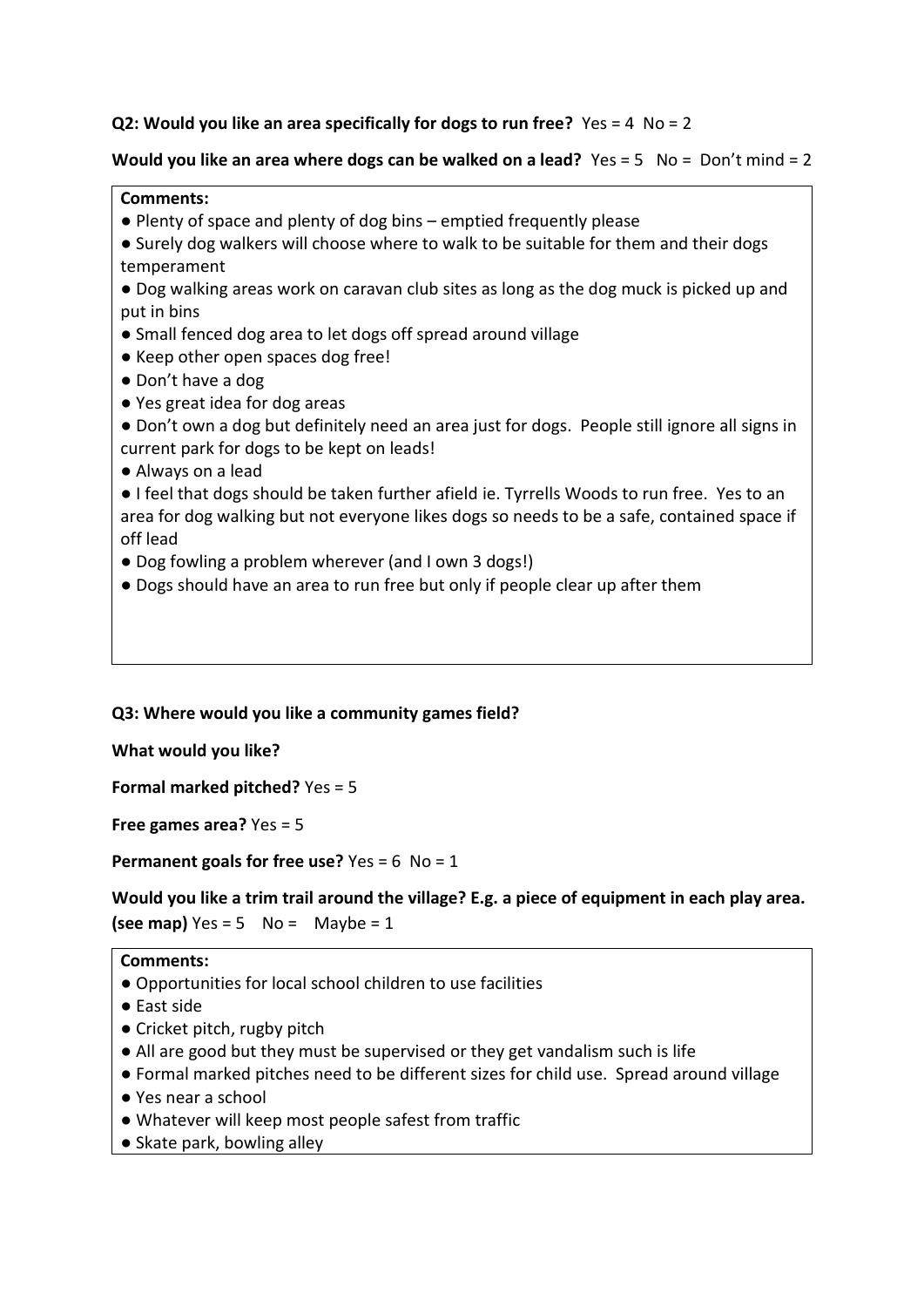**Q2: Would you like an area specifically for dogs to run free?** Yes = 4 No = 2

**Would you like an area where dogs can be walked on a lead?** Yes = 5 No = Don't mind = 2

**Comments:**

- Plenty of space and plenty of dog bins – emptied frequently please
- Surely dog walkers will choose where to walk to be suitable for them and their dogs temperament
- Dog walking areas work on caravan club sites as long as the dog muck is picked up and put in bins
- Small fenced dog area to let dogs off spread around village
- Keep other open spaces dog free!
- Don't have a dog
- Yes great idea for dog areas
- Don't own a dog but definitely need an area just for dogs. People still ignore all signs in current park for dogs to be kept on leads!
- Always on a lead
- I feel that dogs should be taken further afield ie. Tyrrells Woods to run free. Yes to an area for dog walking but not everyone likes dogs so needs to be a safe, contained space if off lead
- Dog fowling a problem wherever (and I own 3 dogs!)
- Dogs should have an area to run free but only if people clear up after them

**Q3: Where would you like a community games field?**

**What would you like?**

**Formal marked pitched?** Yes = 5

**Free games area?** Yes = 5

**Permanent goals for free use?** Yes = 6 No = 1

**Would you like a trim trail around the village? E.g. a piece of equipment in each play area. (see map)** Yes = 5 No = Maybe = 1

**Comments:**

- Opportunities for local school children to use facilities
- East side
- Cricket pitch, rugby pitch
- All are good but they must be supervised or they get vandalism such is life
- Formal marked pitches need to be different sizes for child use. Spread around village
- Yes near a school
- Whatever will keep most people safest from traffic
- Skate park, bowling alley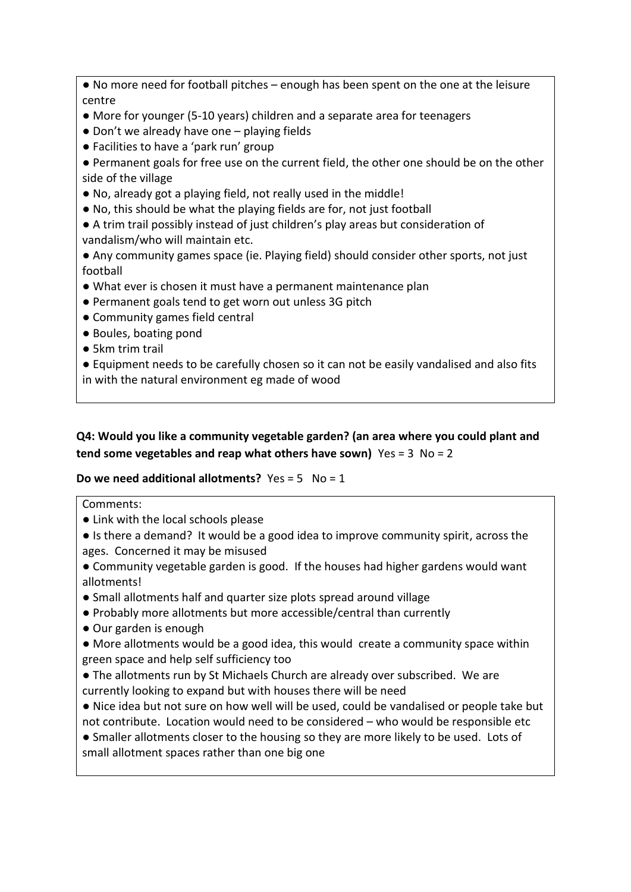- No more need for football pitches – enough has been spent on the one at the leisure centre
- More for younger (5-10 years) children and a separate area for teenagers
- Don't we already have one – playing fields
- Facilities to have a 'park run' group
- Permanent goals for free use on the current field, the other one should be on the other side of the village
- No, already got a playing field, not really used in the middle!
- No, this should be what the playing fields are for, not just football
- A trim trail possibly instead of just children's play areas but consideration of vandalism/who will maintain etc.
- Any community games space (ie. Playing field) should consider other sports, not just football
- What ever is chosen it must have a permanent maintenance plan
- Permanent goals tend to get worn out unless 3G pitch
- Community games field central
- Boules, boating pond
- 5km trim trail
- Equipment needs to be carefully chosen so it can not be easily vandalised and also fits in with the natural environment eg made of wood

**Q4: Would you like a community vegetable garden? (an area where you could plant and tend some vegetables and reap what others have sown)** Yes = 3 No = 2

**Do we need additional allotments?** Yes = 5 No = 1

Comments:

- Link with the local schools please
- Is there a demand? It would be a good idea to improve community spirit, across the ages. Concerned it may be misused
- Community vegetable garden is good. If the houses had higher gardens would want allotments!
- Small allotments half and quarter size plots spread around village
- Probably more allotments but more accessible/central than currently
- Our garden is enough
- More allotments would be a good idea, this would create a community space within green space and help self sufficiency too
- The allotments run by St Michaels Church are already over subscribed. We are currently looking to expand but with houses there will be need
- Nice idea but not sure on how well will be used, could be vandalised or people take but not contribute. Location would need to be considered – who would be responsible etc
- Smaller allotments closer to the housing so they are more likely to be used. Lots of small allotment spaces rather than one big one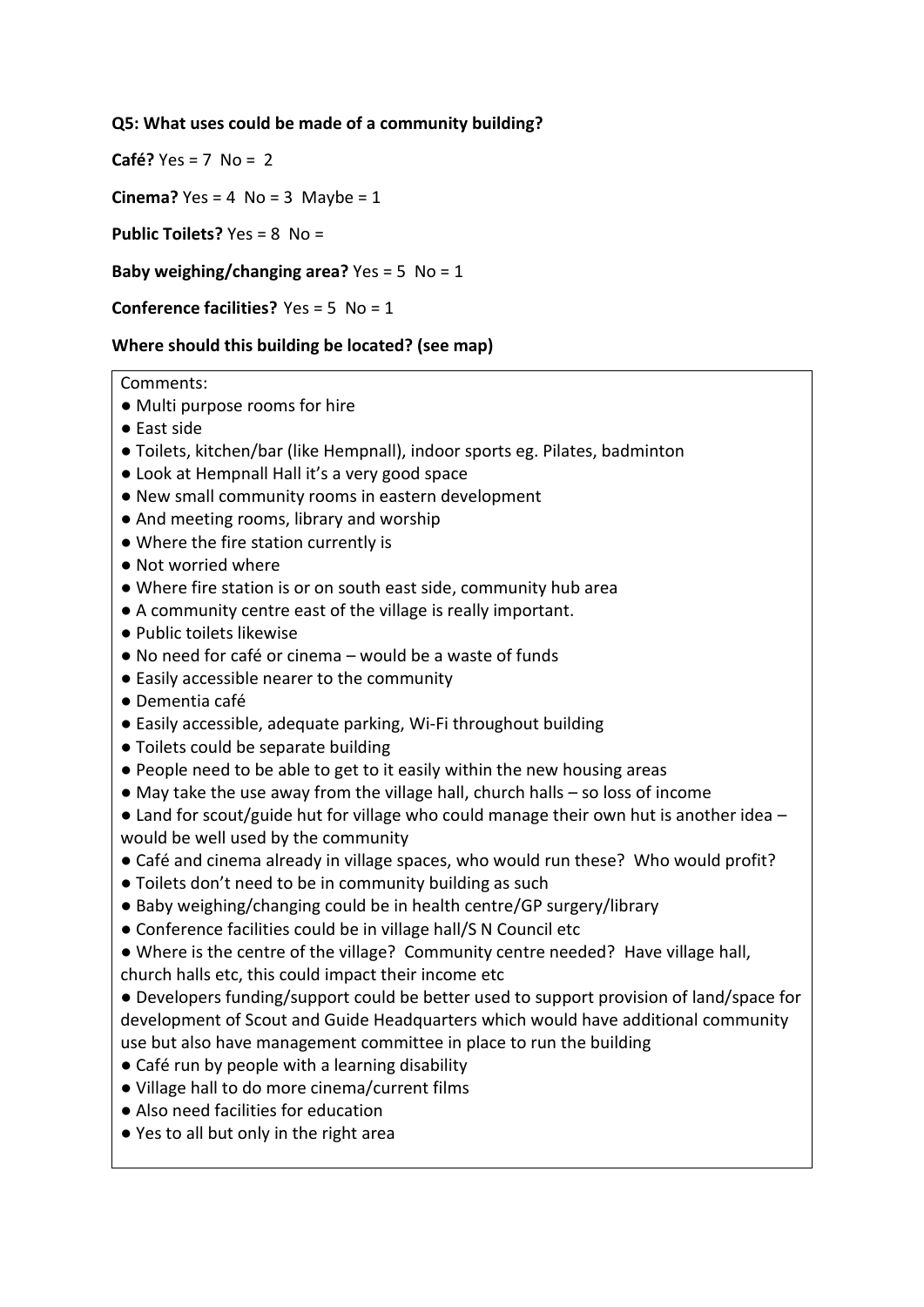**Q5: What uses could be made of a community building?**

**Café?** Yes = 7 No = 2

**Cinema?** Yes = 4 No = 3 Maybe = 1

**Public Toilets?** Yes = 8 No =

**Baby weighing/changing area?** Yes = 5 No = 1

**Conference facilities?** Yes = 5 No = 1

**Where should this building be located? (see map)**

Comments:

- Multi purpose rooms for hire
- East side
- Toilets, kitchen/bar (like Hempnall), indoor sports eg. Pilates, badminton
- Look at Hempnall Hall it's a very good space
- New small community rooms in eastern development
- And meeting rooms, library and worship
- Where the fire station currently is
- Not worried where
- Where fire station is or on south east side, community hub area
- A community centre east of the village is really important.
- Public toilets likewise
- No need for café or cinema – would be a waste of funds
- Easily accessible nearer to the community
- Dementia café
- Easily accessible, adequate parking, Wi-Fi throughout building
- Toilets could be separate building
- People need to be able to get to it easily within the new housing areas
- May take the use away from the village hall, church halls – so loss of income
- Land for scout/guide hut for village who could manage their own hut is another idea – would be well used by the community
- Café and cinema already in village spaces, who would run these? Who would profit?
- Toilets don't need to be in community building as such
- Baby weighing/changing could be in health centre/GP surgery/library
- Conference facilities could be in village hall/S N Council etc
- Where is the centre of the village? Community centre needed? Have village hall, church halls etc, this could impact their income etc
- Developers funding/support could be better used to support provision of land/space for development of Scout and Guide Headquarters which would have additional community use but also have management committee in place to run the building
- Café run by people with a learning disability
- Village hall to do more cinema/current films
- Also need facilities for education
- Yes to all but only in the right area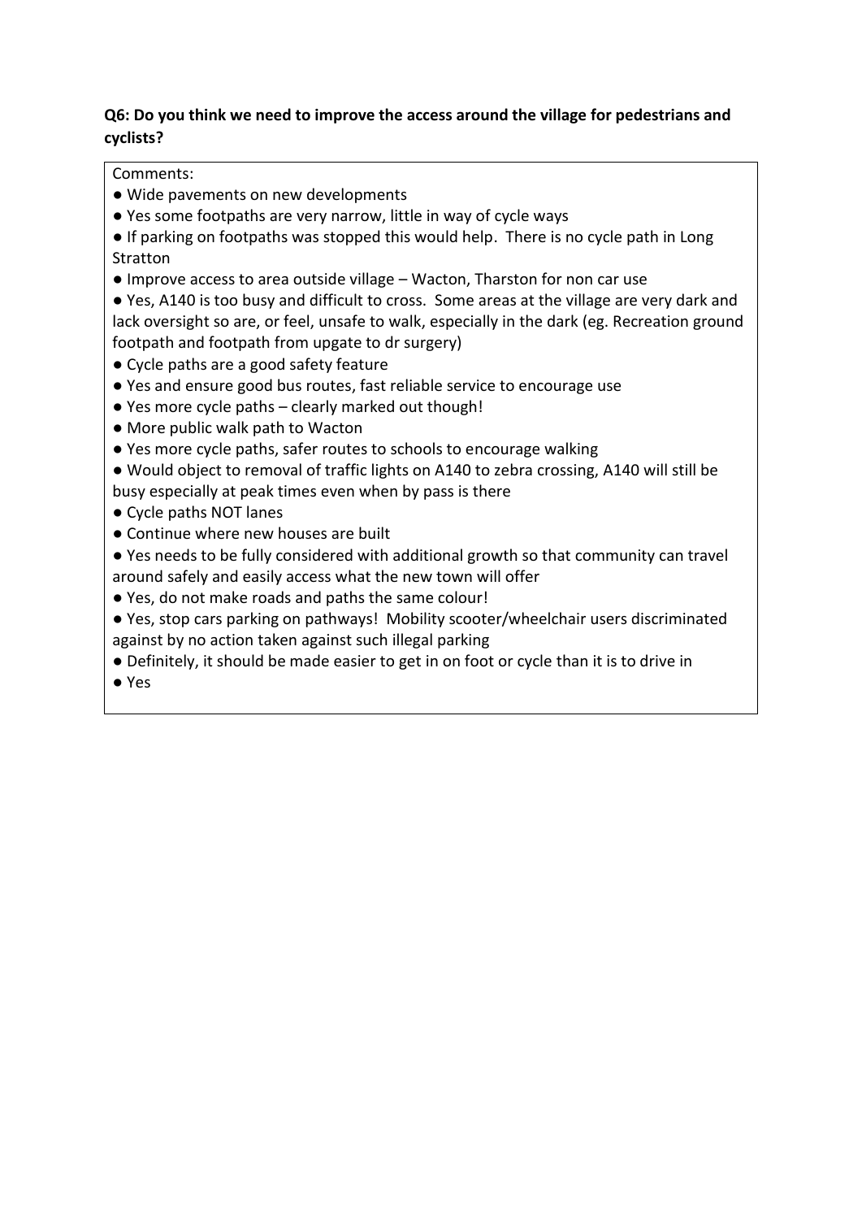**Q6: Do you think we need to improve the access around the village for pedestrians and cyclists?**

Comments:

- Wide pavements on new developments
- Yes some footpaths are very narrow, little in way of cycle ways
- If parking on footpaths was stopped this would help. There is no cycle path in Long Stratton
- Improve access to area outside village – Wacton, Tharston for non car use
- Yes, A140 is too busy and difficult to cross. Some areas at the village are very dark and lack oversight so are, or feel, unsafe to walk, especially in the dark (eg. Recreation ground footpath and footpath from upgate to dr surgery)
- Cycle paths are a good safety feature
- Yes and ensure good bus routes, fast reliable service to encourage use
- Yes more cycle paths – clearly marked out though!
- More public walk path to Wacton
- Yes more cycle paths, safer routes to schools to encourage walking
- Would object to removal of traffic lights on A140 to zebra crossing, A140 will still be busy especially at peak times even when by pass is there
- Cycle paths NOT lanes
- Continue where new houses are built
- Yes needs to be fully considered with additional growth so that community can travel around safely and easily access what the new town will offer
- Yes, do not make roads and paths the same colour!
- Yes, stop cars parking on pathways! Mobility scooter/wheelchair users discriminated against by no action taken against such illegal parking
- Definitely, it should be made easier to get in on foot or cycle than it is to drive in
- Yes